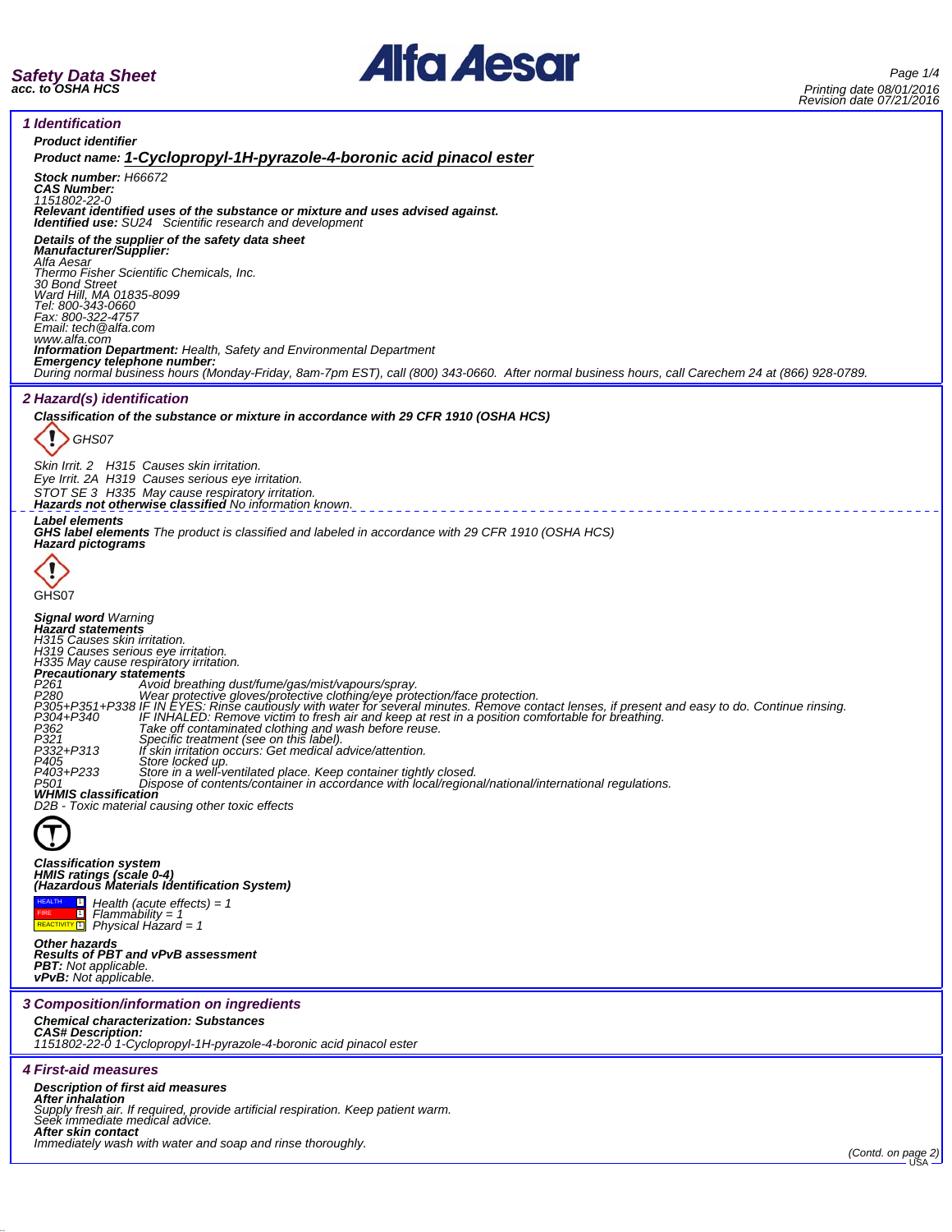**Safety Data Sheet**
**acc. to OSHA HCS**

Printing date 08/01/2016
Revision date 07/21/2016

## 1 Identification

**Product identifier**

**Product name: 1-Cyclopropyl-1H-pyrazole-4-boronic acid pinacol ester**

**Stock number:** H66672
**CAS Number:**
1151802-22-0
**Relevant identified uses of the substance or mixture and uses advised against.**
**Identified use:** SU24 Scientific research and development

**Details of the supplier of the safety data sheet**
**Manufacturer/Supplier:**
Alfa Aesar
Thermo Fisher Scientific Chemicals, Inc.
30 Bond Street
Ward Hill, MA 01835-8099
Tel: 800-343-0660
Fax: 800-322-4757
Email: tech@alfa.com
www.alfa.com
**Information Department:** Health, Safety and Environmental Department
**Emergency telephone number:**
During normal business hours (Monday-Friday, 8am-7pm EST), call (800) 343-0660. After normal business hours, call Carechem 24 at (866) 928-0789.

## 2 Hazard(s) identification

**Classification of the substance or mixture in accordance with 29 CFR 1910 (OSHA HCS)**

GHS07

Skin Irrit. 2 H315 Causes skin irritation.
Eye Irrit. 2A H319 Causes serious eye irritation.
STOT SE 3 H335 May cause respiratory irritation.
**Hazards not otherwise classified** No information known.

**Label elements**
**GHS label elements** The product is classified and labeled in accordance with 29 CFR 1910 (OSHA HCS)
**Hazard pictograms**

GHS07

**Signal word** Warning
**Hazard statements**
H315 Causes skin irritation.
H319 Causes serious eye irritation.
H335 May cause respiratory irritation.
**Precautionary statements**
P261 Avoid breathing dust/fume/gas/mist/vapours/spray.
P280 Wear protective gloves/protective clothing/eye protection/face protection.
P305+P351+P338 IF IN EYES: Rinse cautiously with water for several minutes. Remove contact lenses, if present and easy to do. Continue rinsing.
P304+P340 IF INHALED: Remove victim to fresh air and keep at rest in a position comfortable for breathing.
P362 Take off contaminated clothing and wash before reuse.
P321 Specific treatment (see on this label).
P332+P313 If skin irritation occurs: Get medical advice/attention.
P405 Store locked up.
P403+P233 Store in a well-ventilated place. Keep container tightly closed.
P501 Dispose of contents/container in accordance with local/regional/national/international regulations.
**WHMIS classification**
D2B - Toxic material causing other toxic effects

**Classification system**
**HMIS ratings (scale 0-4)**
**(Hazardous Materials Identification System)**

| | | |
|---|---|---|
| HEALTH | 1 | Health (acute effects) = 1 |
| FIRE | 1 | Flammability = 1 |
| REACTIVITY | 1 | Physical Hazard = 1 |

**Other hazards**
**Results of PBT and vPvB assessment**
**PBT:** Not applicable.
**vPvB:** Not applicable.

## 3 Composition/information on ingredients

**Chemical characterization: Substances**
**CAS# Description:**
1151802-22-0 1-Cyclopropyl-1H-pyrazole-4-boronic acid pinacol ester

## 4 First-aid measures

**Description of first aid measures**
**After inhalation**
Supply fresh air. If required, provide artificial respiration. Keep patient warm.
Seek immediate medical advice.
**After skin contact**
Immediately wash with water and soap and rinse thoroughly.

(Contd. on page 2)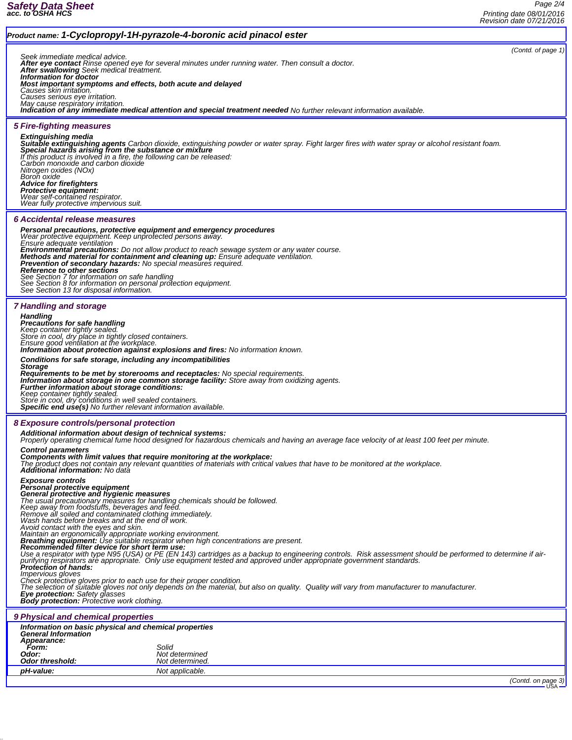**Product name: 1-Cyclopropyl-1H-pyrazole-4-boronic acid pinacol ester**

(Contd. of page 1)

Seek immediate medical advice.
**After eye contact** Rinse opened eye for several minutes under running water. Then consult a doctor.
**After swallowing** Seek medical treatment.
**Information for doctor**
**Most important symptoms and effects, both acute and delayed**
Causes skin irritation.
Causes serious eye irritation.
May cause respiratory irritation.
**Indication of any immediate medical attention and special treatment needed** No further relevant information available.

## 5 Fire-fighting measures

**Extinguishing media**
**Suitable extinguishing agents** Carbon dioxide, extinguishing powder or water spray. Fight larger fires with water spray or alcohol resistant foam.
**Special hazards arising from the substance or mixture**
If this product is involved in a fire, the following can be released:
Carbon monoxide and carbon dioxide
Nitrogen oxides (NOx)
Boron oxide
**Advice for firefighters**
**Protective equipment:**
Wear self-contained respirator.
Wear fully protective impervious suit.

## 6 Accidental release measures

**Personal precautions, protective equipment and emergency procedures**
Wear protective equipment. Keep unprotected persons away.
Ensure adequate ventilation
**Environmental precautions:** Do not allow product to reach sewage system or any water course.
**Methods and material for containment and cleaning up:** Ensure adequate ventilation.
**Prevention of secondary hazards:** No special measures required.
**Reference to other sections**
See Section 7 for information on safe handling
See Section 8 for information on personal protection equipment.
See Section 13 for disposal information.

## 7 Handling and storage

**Handling**
**Precautions for safe handling**
Keep container tightly sealed.
Store in cool, dry place in tightly closed containers.
Ensure good ventilation at the workplace.
**Information about protection against explosions and fires:** No information known.

**Conditions for safe storage, including any incompatibilities**
**Storage**
**Requirements to be met by storerooms and receptacles:** No special requirements.
**Information about storage in one common storage facility:** Store away from oxidizing agents.
**Further information about storage conditions:**
Keep container tightly sealed.
Store in cool, dry conditions in well sealed containers.
**Specific end use(s)** No further relevant information available.

## 8 Exposure controls/personal protection

**Additional information about design of technical systems:**
Properly operating chemical fume hood designed for hazardous chemicals and having an average face velocity of at least 100 feet per minute.

**Control parameters**
**Components with limit values that require monitoring at the workplace:**
The product does not contain any relevant quantities of materials with critical values that have to be monitored at the workplace.
**Additional information:** No data

**Exposure controls**
**Personal protective equipment**
**General protective and hygienic measures**
The usual precautionary measures for handling chemicals should be followed.
Keep away from foodstuffs, beverages and feed.
Remove all soiled and contaminated clothing immediately.
Wash hands before breaks and at the end of work.
Avoid contact with the eyes and skin.
Maintain an ergonomically appropriate working environment.
**Breathing equipment:** Use suitable respirator when high concentrations are present.
**Recommended filter device for short term use:**
Use a respirator with type N95 (USA) or PE (EN 143) cartridges as a backup to engineering controls. Risk assessment should be performed to determine if air-purifying respirators are appropriate. Only use equipment tested and approved under appropriate government standards.
**Protection of hands:**
Impervious gloves
Check protective gloves prior to each use for their proper condition.
The selection of suitable gloves not only depends on the material, but also on quality. Quality will vary from manufacturer to manufacturer.
**Eye protection:** Safety glasses
**Body protection:** Protective work clothing.

## 9 Physical and chemical properties

**Information on basic physical and chemical properties**
**General Information**
**Appearance:**

| | |
|---|---|
| **Form:** | Solid |
| **Odor:** | Not determined |
| **Odor threshold:** | Not determined. |
| **pH-value:** | Not applicable. |

(Contd. on page 3)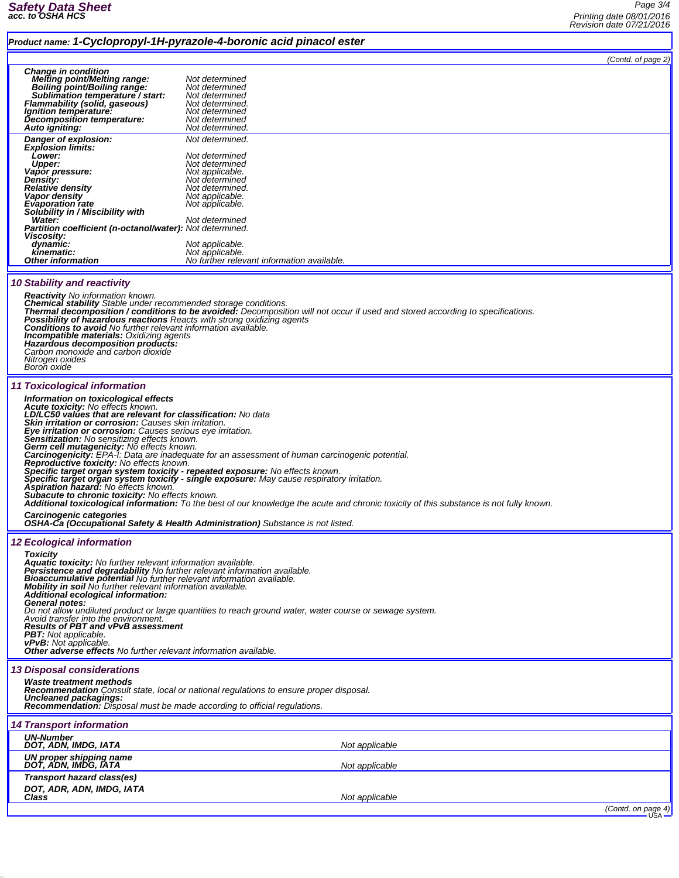**Product name: 1-Cyclopropyl-1H-pyrazole-4-boronic acid pestinacol ester**

(Contd. of page 2)

**Change in condition**
- **Melting point/Melting range:** Not determined
- **Boiling point/Boiling range:** Not determined
- **Sublimation temperature / start:** Not determined
- **Flammability (solid, gaseous)** Not determined.
- **Ignition temperature:** Not determined
- **Decomposition temperature:** Not determined
- **Auto igniting:** Not determined.

- **Danger of explosion:** Not determined.
- **Explosion limits:**
  - **Lower:** Not determined
  - **Upper:** Not determined
- **Vapor pressure:** Not applicable.
- **Density:** Not determined
- **Relative density** Not determined.
- **Vapor density** Not applicable.
- **Evaporation rate** Not applicable.
- **Solubility in / Miscibility with**
  - **Water:** Not determined
- **Partition coefficient (n-octanol/water):** Not determined.
- **Viscosity:**
  - **dynamic:** Not applicable.
  - **kinematic:** Not applicable.
- **Other information** No further relevant information available.

## 10 Stability and reactivity

**Reactivity** No information known.
**Chemical stability** Stable under recommended storage conditions.
**Thermal decomposition / conditions to be avoided:** Decomposition will not occur if used and stored according to specifications.
**Possibility of hazardous reactions** Reacts with strong oxidizing agents
**Conditions to avoid** No further relevant information available.
**Incompatible materials:** Oxidizing agents
**Hazardous decomposition products:**
Carbon monoxide and carbon dioxide
Nitrogen oxides
Boron oxide

## 11 Toxicological information

**Information on toxicological effects**
**Acute toxicity:** No effects known.
**LD/LC50 values that are relevant for classification:** No data
**Skin irritation or corrosion:** Causes skin irritation.
**Eye irritation or corrosion:** Causes serious eye irritation.
**Sensitization:** No sensitizing effects known.
**Germ cell mutagenicity:** No effects known.
**Carcinogenicity:** EPA-I: Data are inadequate for an assessment of human carcinogenic potential.
**Reproductive toxicity:** No effects known.
**Specific target organ system toxicity - repeated exposure:** No effects known.
**Specific target organ system toxicity - single exposure:** May cause respiratory irritation.
**Aspiration hazard:** No effects known.
**Subacute to chronic toxicity:** No effects known.
**Additional toxicological information:** To the best of our knowledge the acute and chronic toxicity of this substance is not fully known.

**Carcinogenic categories**
**OSHA-Ca (Occupational Safety & Health Administration)** Substance is not listed.

## 12 Ecological information

**Toxicity**
**Aquatic toxicity:** No further relevant information available.
**Persistence and degradability** No further relevant information available.
**Bioaccumulative potential** No further relevant information available.
**Mobility in soil** No further relevant information available.
**Additional ecological information:**
**General notes:**
Do not allow undiluted product or large quantities to reach ground water, water course or sewage system.
Avoid transfer into the environment.
**Results of PBT and vPvB assessment**
**PBT:** Not applicable.
**vPvB:** Not applicable.
**Other adverse effects** No further relevant information available.

## 13 Disposal considerations

**Waste treatment methods**
**Recommendation** Consult state, local or national regulations to ensure proper disposal.
**Uncleaned packagings:**
**Recommendation:** Disposal must be made according to official regulations.

## 14 Transport information

| | |
|---|---|
| **UN-Number** | |
| **DOT, ADN, IMDG, IATA** | Not applicable |
| **UN proper shipping name** | |
| **DOT, ADN, IMDG, IATA** | Not applicable |
| **Transport hazard class(es)** | |
| **DOT, ADR, ADN, IMDG, IATA** | |
| **Class** | Not applicable |

(Contd. on page 4)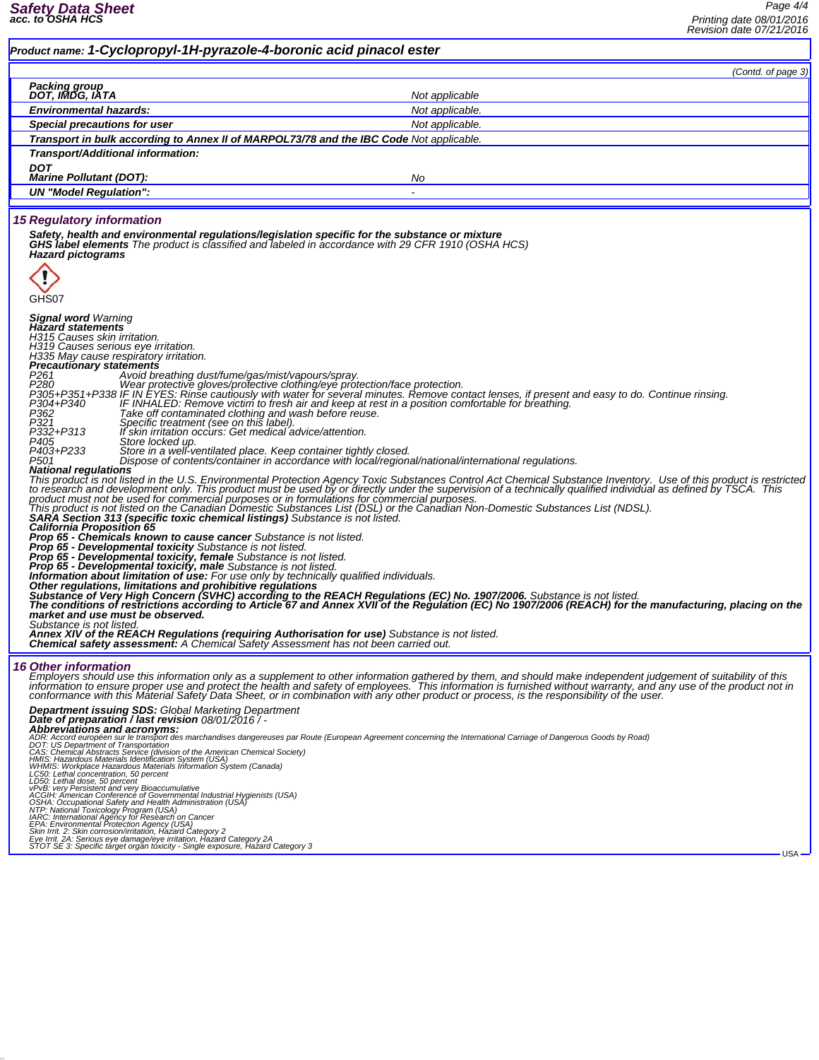**Product name: 1-Cyclopropyl-1H-pyrazole-4-boronic acid pinacol ester**

(Contd. of page 3)

| | |
|---|---|
| **Packing group DOT, IMDG, IATA** | Not applicable |
| **Environmental hazards:** | Not applicable. |
| **Special precautions for user** | Not applicable. |
| **Transport in bulk according to Annex II of MARPOL73/78 and the IBC Code** | Not applicable. |
| **Transport/Additional information:** | |
| **DOT Marine Pollutant (DOT):** | No |
| **UN "Model Regulation":** | - |

## 15 Regulatory information

**Safety, health and environmental regulations/legislation specific for the substance or mixture**
**GHS label elements** The product is classified and labeled in accordance with 29 CFR 1910 (OSHA HCS)
**Hazard pictograms**

GHS07

**Signal word** Warning
**Hazard statements**
H315 Causes skin irritation.
H319 Causes serious eye irritation.
H335 May cause respiratory irritation.
**Precautionary statements**
P261 Avoid breathing dust/fume/gas/mist/vapours/spray.
P280 Wear protective gloves/protective clothing/eye protection/face protection.
P305+P351+P338 IF IN EYES: Rinse cautiously with water for several minutes. Remove contact lenses, if present and easy to do. Continue rinsing.
P304+P340 IF INHALED: Remove victim to fresh air and keep at rest in a position comfortable for breathing.
P362 Take off contaminated clothing and wash before reuse.
P321 Specific treatment (see on this label).
P332+P313 If skin irritation occurs: Get medical advice/attention.
P405 Store locked up.
P403+P233 Store in a well-ventilated place. Keep container tightly closed.
P501 Dispose of contents/container in accordance with local/regional/national/international regulations.
**National regulations**
This product is not listed in the U.S. Environmental Protection Agency Toxic Substances Control Act Chemical Substance Inventory. Use of this product is restricted to research and development only. This product must be used by or directly under the supervision of a technically qualified individual as defined by TSCA. This product must not be used for commercial purposes or in formulations for commercial purposes.
This product is not listed on the Canadian Domestic Substances List (DSL) or the Canadian Non-Domestic Substances List (NDSL).
**SARA Section 313 (specific toxic chemical listings)** Substance is not listed.
**California Proposition 65**
**Prop 65 - Chemicals known to cause cancer** Substance is not listed.
**Prop 65 - Developmental toxicity** Substance is not listed.
**Prop 65 - Developmental toxicity, female** Substance is not listed.
**Prop 65 - Developmental toxicity, male** Substance is not listed.
**Information about limitation of use:** For use only by technically qualified individuals.
**Other regulations, limitations and prohibitive regulations**
**Substance of Very High Concern (SVHC) according to the REACH Regulations (EC) No. 1907/2006.** Substance is not listed.
**The conditions of restrictions according to Article 67 and Annex XVII of the Regulation (EC) No 1907/2006 (REACH) for the manufacturing, placing on the market and use must be observed.**
Substance is not listed.
**Annex XIV of the REACH Regulations (requiring Authorisation for use)** Substance is not listed.
**Chemical safety assessment:** A Chemical Safety Assessment has not been carried out.

## 16 Other information

Employers should use this information only as a supplement to other information gathered by them, and should make independent judgement of suitability of this information to ensure proper use and protect the health and safety of employees. This information is furnished without warranty, and any use of the product not in conformance with this Material Safety Data Sheet, or in combination with any other product or process, is the responsibility of the user.

**Department issuing SDS:** Global Marketing Department
**Date of preparation / last revision** 08/01/2016 / -
**Abbreviations and acronyms:**
ADR: Accord européen sur le transport des marchandises dangereuses par Route (European Agreement concerning the International Carriage of Dangerous Goods by Road)
DOT: US Department of Transportation
CAS: Chemical Abstracts Service (division of the American Chemical Society)
HMIS: Hazardous Materials Identification System (USA)
WHMIS: Workplace Hazardous Materials Information System (Canada)
LC50: Lethal concentration, 50 percent
LD50: Lethal dose, 50 percent
vPvB: very Persistent and very Bioaccumulative
ACGIH: American Conference of Governmental Industrial Hygienists (USA)
OSHA: Occupational Safety and Health Administration (USA)
NTP: National Toxicology Program (USA)
IARC: International Agency for Research on Cancer
EPA: Environmental Protection Agency (USA)
Skin Irrit. 2: Skin corrosion/irritation, Hazard Category 2
Eye Irrit. 2A: Serious eye damage/eye irritation, Hazard Category 2A
STOT SE 3: Specific target organ toxicity - Single exposure, Hazard Category 3